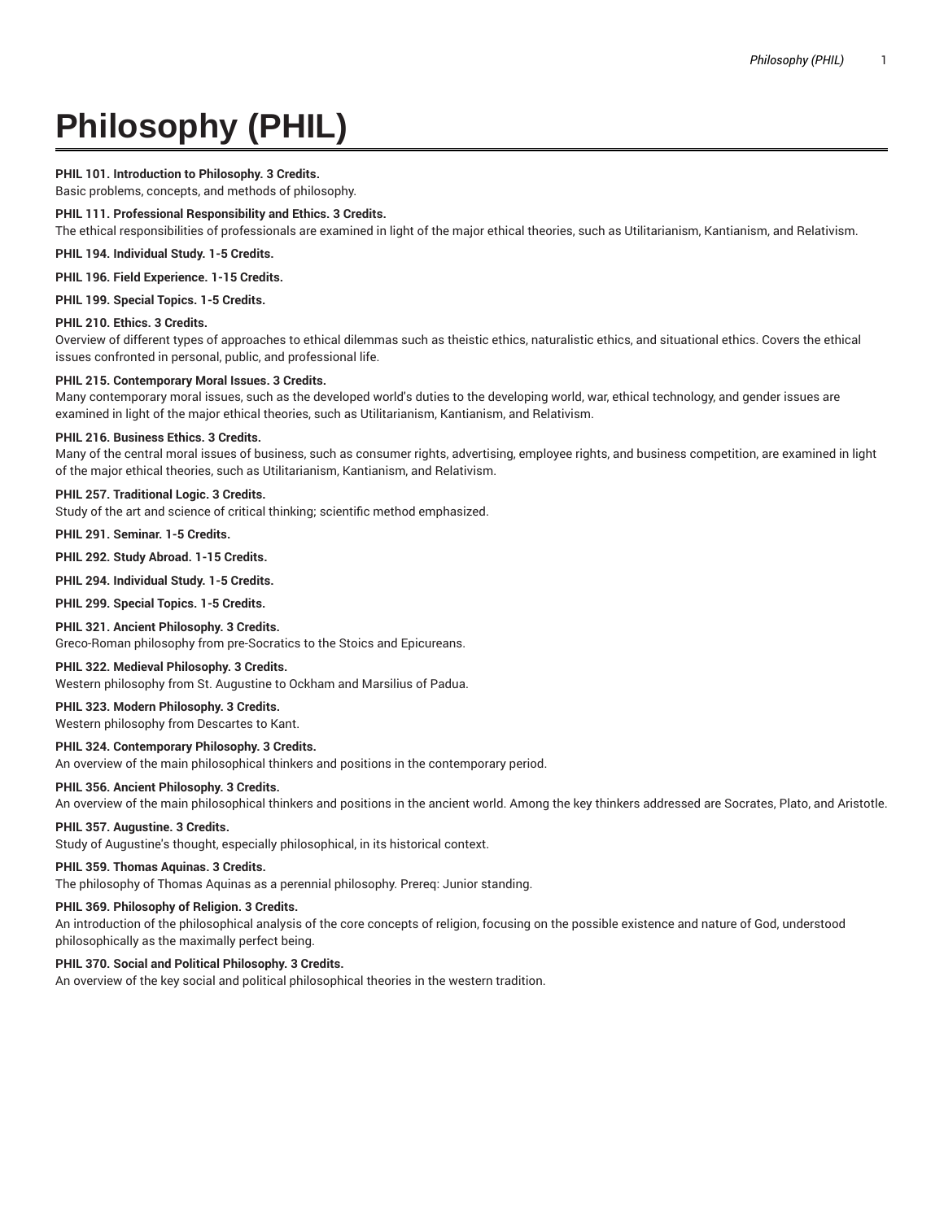# Philosophy (PHIL)

**PHIL 101. Introduction to Philosophy. 3 Credits.**
Basic problems, concepts, and methods of philosophy.

**PHIL 111. Professional Responsibility and Ethics. 3 Credits.**
The ethical responsibilities of professionals are examined in light of the major ethical theories, such as Utilitarianism, Kantianism, and Relativism.

**PHIL 194. Individual Study. 1-5 Credits.**

**PHIL 196. Field Experience. 1-15 Credits.**

**PHIL 199. Special Topics. 1-5 Credits.**

**PHIL 210. Ethics. 3 Credits.**
Overview of different types of approaches to ethical dilemmas such as theistic ethics, naturalistic ethics, and situational ethics. Covers the ethical issues confronted in personal, public, and professional life.

**PHIL 215. Contemporary Moral Issues. 3 Credits.**
Many contemporary moral issues, such as the developed world's duties to the developing world, war, ethical technology, and gender issues are examined in light of the major ethical theories, such as Utilitarianism, Kantianism, and Relativism.

**PHIL 216. Business Ethics. 3 Credits.**
Many of the central moral issues of business, such as consumer rights, advertising, employee rights, and business competition, are examined in light of the major ethical theories, such as Utilitarianism, Kantianism, and Relativism.

**PHIL 257. Traditional Logic. 3 Credits.**
Study of the art and science of critical thinking; scientific method emphasized.

**PHIL 291. Seminar. 1-5 Credits.**

**PHIL 292. Study Abroad. 1-15 Credits.**

**PHIL 294. Individual Study. 1-5 Credits.**

**PHIL 299. Special Topics. 1-5 Credits.**

**PHIL 321. Ancient Philosophy. 3 Credits.**
Greco-Roman philosophy from pre-Socratics to the Stoics and Epicureans.

**PHIL 322. Medieval Philosophy. 3 Credits.**
Western philosophy from St. Augustine to Ockham and Marsilius of Padua.

**PHIL 323. Modern Philosophy. 3 Credits.**
Western philosophy from Descartes to Kant.

**PHIL 324. Contemporary Philosophy. 3 Credits.**
An overview of the main philosophical thinkers and positions in the contemporary period.

**PHIL 356. Ancient Philosophy. 3 Credits.**
An overview of the main philosophical thinkers and positions in the ancient world. Among the key thinkers addressed are Socrates, Plato, and Aristotle.

**PHIL 357. Augustine. 3 Credits.**
Study of Augustine's thought, especially philosophical, in its historical context.

**PHIL 359. Thomas Aquinas. 3 Credits.**
The philosophy of Thomas Aquinas as a perennial philosophy. Prereq: Junior standing.

**PHIL 369. Philosophy of Religion. 3 Credits.**
An introduction of the philosophical analysis of the core concepts of religion, focusing on the possible existence and nature of God, understood philosophically as the maximally perfect being.

**PHIL 370. Social and Political Philosophy. 3 Credits.**
An overview of the key social and political philosophical theories in the western tradition.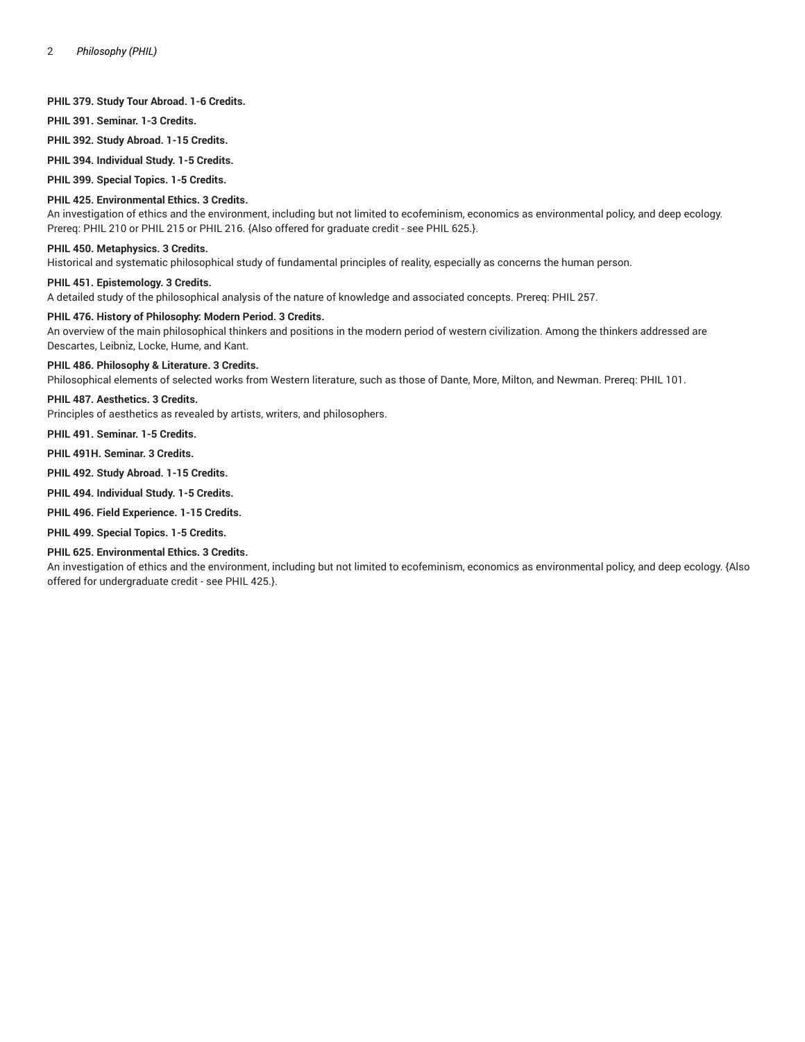**PHIL 379. Study Tour Abroad. 1-6 Credits.**

**PHIL 391. Seminar. 1-3 Credits.**

**PHIL 392. Study Abroad. 1-15 Credits.**

**PHIL 394. Individual Study. 1-5 Credits.**

**PHIL 399. Special Topics. 1-5 Credits.**

**PHIL 425. Environmental Ethics. 3 Credits.**
An investigation of ethics and the environment, including but not limited to ecofeminism, economics as environmental policy, and deep ecology. Prereq: PHIL 210 or PHIL 215 or PHIL 216. {Also offered for graduate credit - see PHIL 625.}.

**PHIL 450. Metaphysics. 3 Credits.**
Historical and systematic philosophical study of fundamental principles of reality, especially as concerns the human person.

**PHIL 451. Epistemology. 3 Credits.**
A detailed study of the philosophical analysis of the nature of knowledge and associated concepts. Prereq: PHIL 257.

**PHIL 476. History of Philosophy: Modern Period. 3 Credits.**
An overview of the main philosophical thinkers and positions in the modern period of western civilization. Among the thinkers addressed are Descartes, Leibniz, Locke, Hume, and Kant.

**PHIL 486. Philosophy & Literature. 3 Credits.**
Philosophical elements of selected works from Western literature, such as those of Dante, More, Milton, and Newman. Prereq: PHIL 101.

**PHIL 487. Aesthetics. 3 Credits.**
Principles of aesthetics as revealed by artists, writers, and philosophers.

**PHIL 491. Seminar. 1-5 Credits.**

**PHIL 491H. Seminar. 3 Credits.**

**PHIL 492. Study Abroad. 1-15 Credits.**

**PHIL 494. Individual Study. 1-5 Credits.**

**PHIL 496. Field Experience. 1-15 Credits.**

**PHIL 499. Special Topics. 1-5 Credits.**

**PHIL 625. Environmental Ethics. 3 Credits.**
An investigation of ethics and the environment, including but not limited to ecofeminism, economics as environmental policy, and deep ecology. {Also offered for undergraduate credit - see PHIL 425.}.